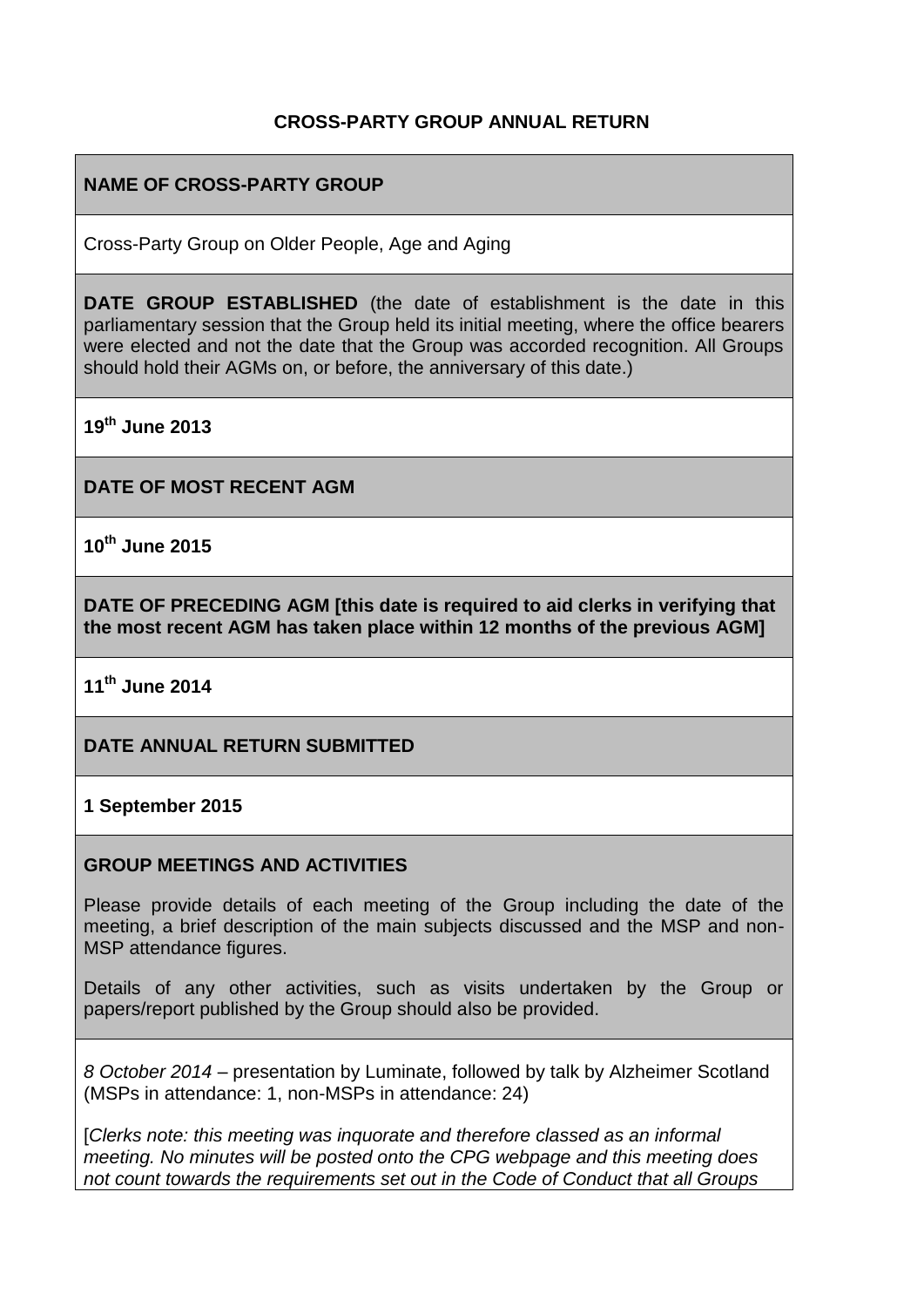**CROSS-PARTY GROUP ANNUAL RETURN**

**NAME OF CROSS-PARTY GROUP**

Cross-Party Group on Older People, Age and Aging

**DATE GROUP ESTABLISHED** (the date of establishment is the date in this parliamentary session that the Group held its initial meeting, where the office bearers were elected and not the date that the Group was accorded recognition. All Groups should hold their AGMs on, or before, the anniversary of this date.)

**19th June 2013**

**DATE OF MOST RECENT AGM**

**10th June 2015**

**DATE OF PRECEDING AGM [this date is required to aid clerks in verifying that the most recent AGM has taken place within 12 months of the previous AGM]**

**11th June 2014**

**DATE ANNUAL RETURN SUBMITTED**

**1 September 2015**

**GROUP MEETINGS AND ACTIVITIES**

Please provide details of each meeting of the Group including the date of the meeting, a brief description of the main subjects discussed and the MSP and non-MSP attendance figures.

Details of any other activities, such as visits undertaken by the Group or papers/report published by the Group should also be provided.

*8 October 2014* – presentation by Luminate, followed by talk by Alzheimer Scotland (MSPs in attendance: 1, non-MSPs in attendance: 24)

[*Clerks note: this meeting was inquorate and therefore classed as an informal meeting. No minutes will be posted onto the CPG webpage and this meeting does not count towards the requirements set out in the Code of Conduct that all Groups*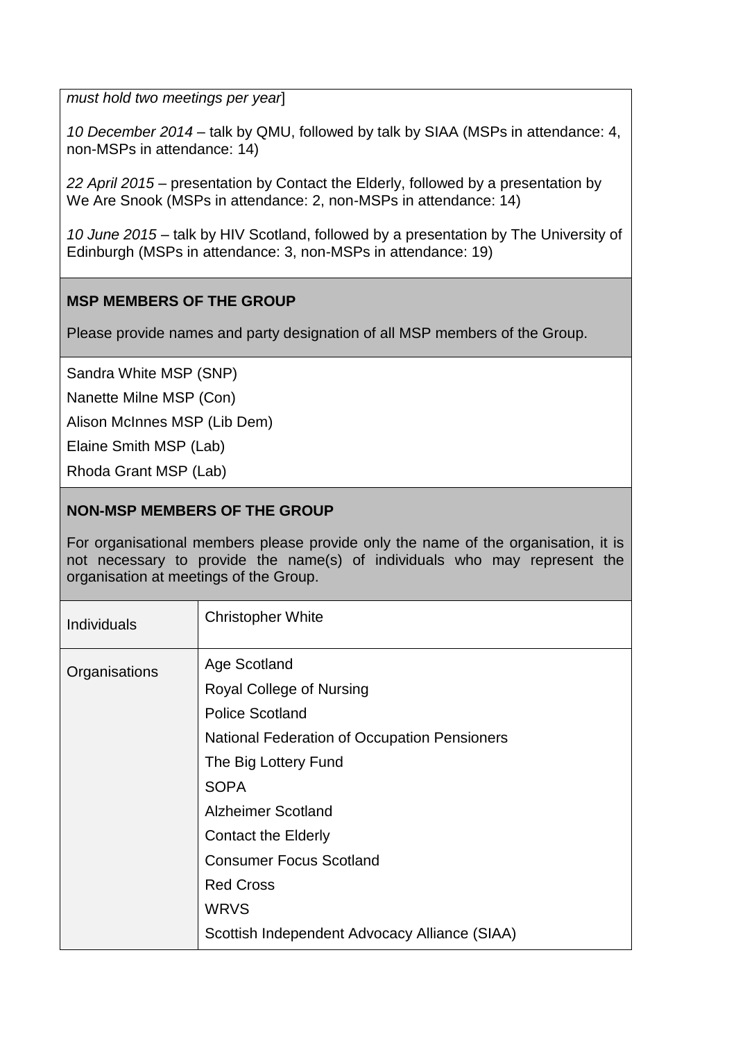*must hold two meetings per year*]

*10 December 2014* – talk by QMU, followed by talk by SIAA (MSPs in attendance: 4, non-MSPs in attendance: 14)

*22 April 2015* – presentation by Contact the Elderly, followed by a presentation by We Are Snook (MSPs in attendance: 2, non-MSPs in attendance: 14)

*10 June 2015* – talk by HIV Scotland, followed by a presentation by The University of Edinburgh (MSPs in attendance: 3, non-MSPs in attendance: 19)

**MSP MEMBERS OF THE GROUP**

Please provide names and party designation of all MSP members of the Group.

Sandra White MSP (SNP)
Nanette Milne MSP (Con)
Alison McInnes MSP (Lib Dem)
Elaine Smith MSP (Lab)
Rhoda Grant MSP (Lab)

**NON-MSP MEMBERS OF THE GROUP**

For organisational members please provide only the name of the organisation, it is not necessary to provide the name(s) of individuals who may represent the organisation at meetings of the Group.

| | |
|---|---|
| Individuals | Christopher White |
| Organisations | Age Scotland<br>Royal College of Nursing<br>Police Scotland<br>National Federation of Occupation Pensioners<br>The Big Lottery Fund<br>SOPA<br>Alzheimer Scotland<br>Contact the Elderly<br>Consumer Focus Scotland<br>Red Cross<br>WRVS<br>Scottish Independent Advocacy Alliance (SIAA) |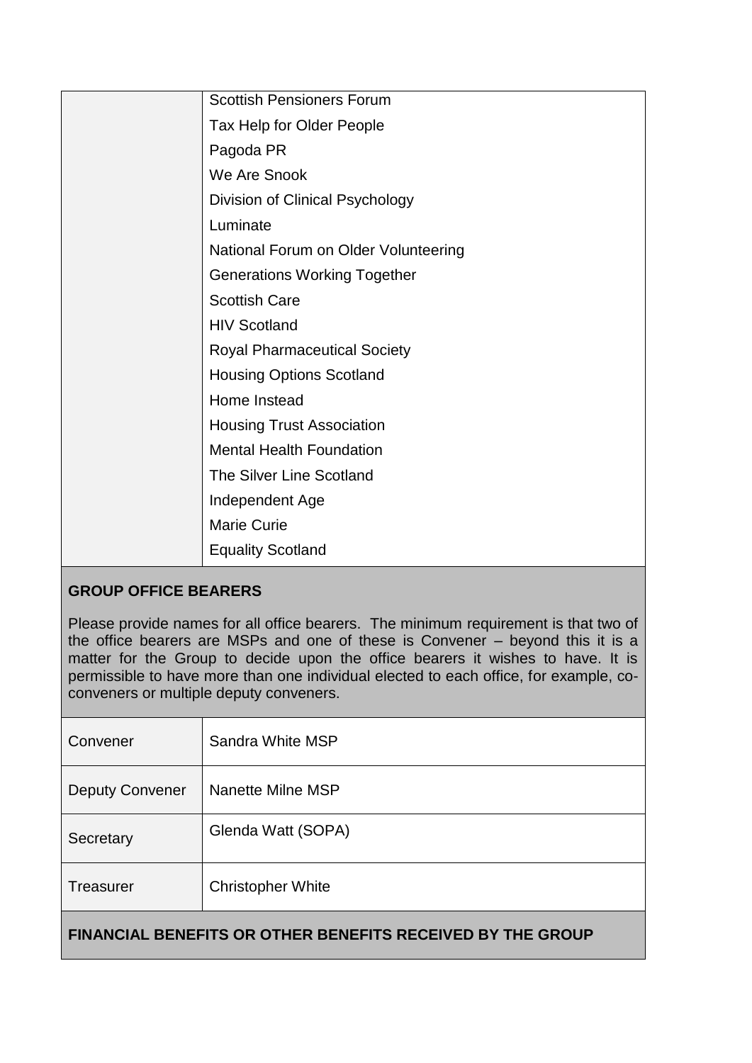| | |
|---|---|
| | Scottish Pensioners Forum |
| | Tax Help for Older People |
| | Pagoda PR |
| | We Are Snook |
| | Division of Clinical Psychology |
| | Luminate |
| | National Forum on Older Volunteering |
| | Generations Working Together |
| | Scottish Care |
| | HIV Scotland |
| | Royal Pharmaceutical Society |
| | Housing Options Scotland |
| | Home Instead |
| | Housing Trust Association |
| | Mental Health Foundation |
| | The Silver Line Scotland |
| | Independent Age |
| | Marie Curie |
| | Equality Scotland |

**GROUP OFFICE BEARERS**

Please provide names for all office bearers. The minimum requirement is that two of the office bearers are MSPs and one of these is Convener – beyond this it is a matter for the Group to decide upon the office bearers it wishes to have. It is permissible to have more than one individual elected to each office, for example, co-conveners or multiple deputy conveners.

| | |
|---|---|
| Convener | Sandra White MSP |
| Deputy Convener | Nanette Milne MSP |
| Secretary | Glenda Watt (SOPA) |
| Treasurer | Christopher White |

**FINANCIAL BENEFITS OR OTHER BENEFITS RECEIVED BY THE GROUP**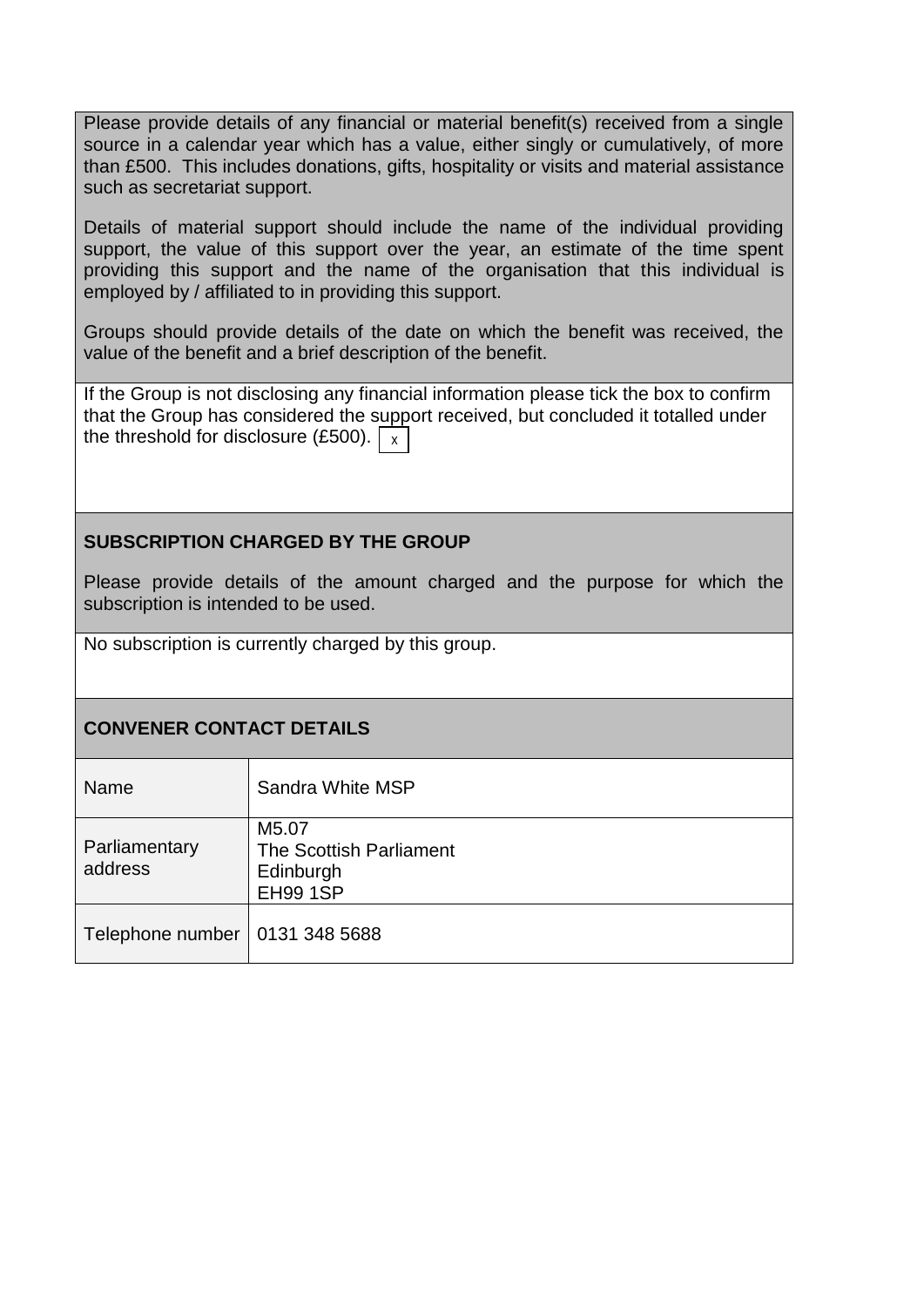Please provide details of any financial or material benefit(s) received from a single source in a calendar year which has a value, either singly or cumulatively, of more than £500. This includes donations, gifts, hospitality or visits and material assistance such as secretariat support.

Details of material support should include the name of the individual providing support, the value of this support over the year, an estimate of the time spent providing this support and the name of the organisation that this individual is employed by / affiliated to in providing this support.

Groups should provide details of the date on which the benefit was received, the value of the benefit and a brief description of the benefit.

If the Group is not disclosing any financial information please tick the box to confirm that the Group has considered the support received, but concluded it totalled under the threshold for disclosure (£500). [x]

**SUBSCRIPTION CHARGED BY THE GROUP**

Please provide details of the amount charged and the purpose for which the subscription is intended to be used.

No subscription is currently charged by this group.

**CONVENER CONTACT DETAILS**

| | |
|---|---|
| Name | Sandra White MSP |
| Parliamentary address | M5.07<br>The Scottish Parliament<br>Edinburgh<br>EH99 1SP |
| Telephone number | 0131 348 5688 |